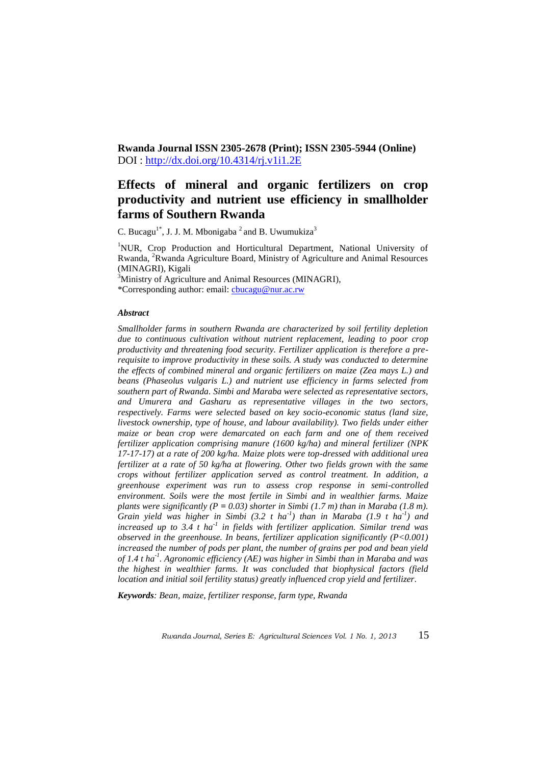**Rwanda Journal ISSN 2305-2678 (Print); ISSN 2305-5944 (Online)**
DOI : http://dx.doi.org/10.4314/rj.v1i1.2E

# Effects of mineral and organic fertilizers on crop productivity and nutrient use efficiency in smallholder farms of Southern Rwanda

C. Bucagu[1*], J. J. M. Mbonigaba [2] and B. Uwumukiza[3]

[1]NUR, Crop Production and Horticultural Department, National University of Rwanda, [2]Rwanda Agriculture Board, Ministry of Agriculture and Animal Resources (MINAGRI), Kigali
[3]Ministry of Agriculture and Animal Resources (MINAGRI),
*Corresponding author: email: cbucagu@nur.ac.rw

### *Abstract*

*Smallholder farms in southern Rwanda are characterized by soil fertility depletion due to continuous cultivation without nutrient replacement, leading to poor crop productivity and threatening food security. Fertilizer application is therefore a pre-requisite to improve productivity in these soils. A study was conducted to determine the effects of combined mineral and organic fertilizers on maize (Zea mays L.) and beans (Phaseolus vulgaris L.) and nutrient use efficiency in farms selected from southern part of Rwanda. Simbi and Maraba were selected as representative sectors, and Umurera and Gasharu as representative villages in the two sectors, respectively. Farms were selected based on key socio-economic status (land size, livestock ownership, type of house, and labour availability). Two fields under either maize or bean crop were demarcated on each farm and one of them received fertilizer application comprising manure (1600 kg/ha) and mineral fertilizer (NPK 17-17-17) at a rate of 200 kg/ha. Maize plots were top-dressed with additional urea fertilizer at a rate of 50 kg/ha at flowering. Other two fields grown with the same crops without fertilizer application served as control treatment. In addition, a greenhouse experiment was run to assess crop response in semi-controlled environment. Soils were the most fertile in Simbi and in wealthier farms. Maize plants were significantly ($P = 0.03$) shorter in Simbi (1.7 m) than in Maraba (1.8 m). Grain yield was higher in Simbi (3.2 t $ha^{-1}$) than in Maraba (1.9 t $ha^{-1}$) and increased up to 3.4 t $ha^{-1}$ in fields with fertilizer application. Similar trend was observed in the greenhouse. In beans, fertilizer application significantly ($P<0.001$) increased the number of pods per plant, the number of grains per pod and bean yield of 1.4 t $ha^{-1}$. Agronomic efficiency (AE) was higher in Simbi than in Maraba and was the highest in wealthier farms. It was concluded that biophysical factors (field location and initial soil fertility status) greatly influenced crop yield and fertilizer.*

***Keywords****: Bean, maize, fertilizer response, farm type, Rwanda*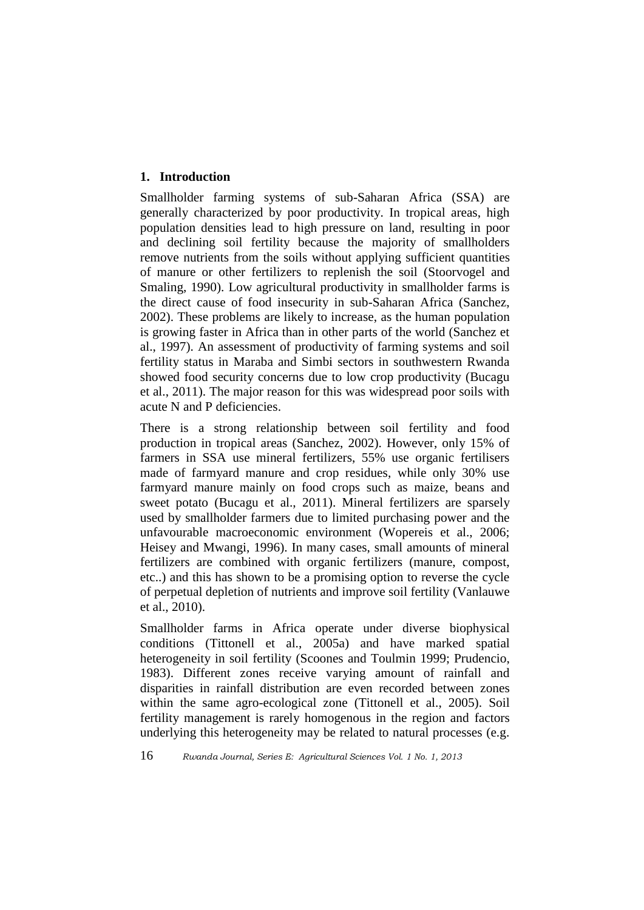## 1. Introduction

Smallholder farming systems of sub-Saharan Africa (SSA) are generally characterized by poor productivity. In tropical areas, high population densities lead to high pressure on land, resulting in poor and declining soil fertility because the majority of smallholders remove nutrients from the soils without applying sufficient quantities of manure or other fertilizers to replenish the soil (Stoorvogel and Smaling, 1990). Low agricultural productivity in smallholder farms is the direct cause of food insecurity in sub-Saharan Africa (Sanchez, 2002). These problems are likely to increase, as the human population is growing faster in Africa than in other parts of the world (Sanchez et al., 1997). An assessment of productivity of farming systems and soil fertility status in Maraba and Simbi sectors in southwestern Rwanda showed food security concerns due to low crop productivity (Bucagu et al., 2011). The major reason for this was widespread poor soils with acute N and P deficiencies.

There is a strong relationship between soil fertility and food production in tropical areas (Sanchez, 2002). However, only 15% of farmers in SSA use mineral fertilizers, 55% use organic fertilisers made of farmyard manure and crop residues, while only 30% use farmyard manure mainly on food crops such as maize, beans and sweet potato (Bucagu et al., 2011). Mineral fertilizers are sparsely used by smallholder farmers due to limited purchasing power and the unfavourable macroeconomic environment (Wopereis et al., 2006; Heisey and Mwangi, 1996). In many cases, small amounts of mineral fertilizers are combined with organic fertilizers (manure, compost, etc..) and this has shown to be a promising option to reverse the cycle of perpetual depletion of nutrients and improve soil fertility (Vanlauwe et al., 2010).

Smallholder farms in Africa operate under diverse biophysical conditions (Tittonell et al., 2005a) and have marked spatial heterogeneity in soil fertility (Scoones and Toulmin 1999; Prudencio, 1983). Different zones receive varying amount of rainfall and disparities in rainfall distribution are even recorded between zones within the same agro-ecological zone (Tittonell et al., 2005). Soil fertility management is rarely homogenous in the region and factors underlying this heterogeneity may be related to natural processes (e.g.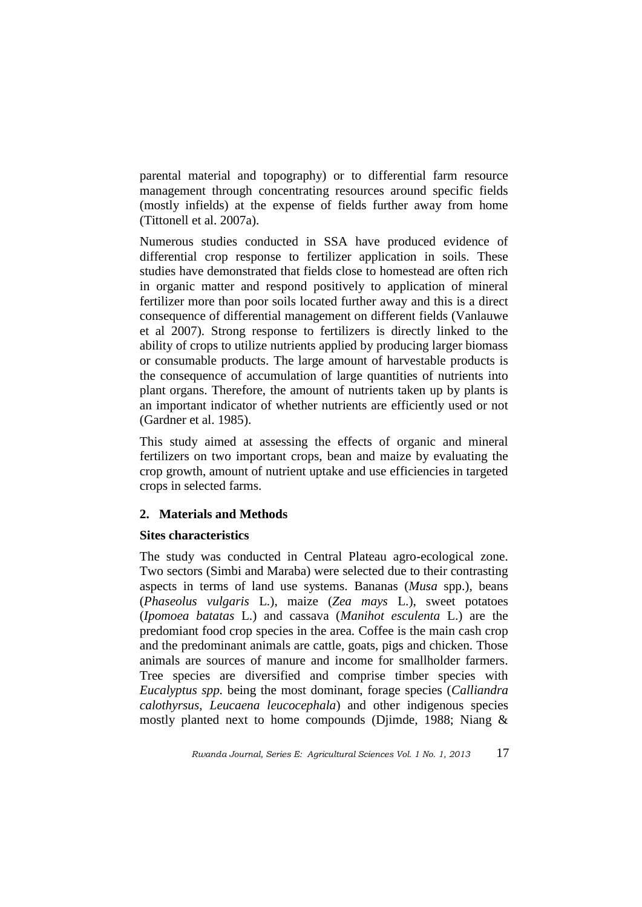parental material and topography) or to differential farm resource management through concentrating resources around specific fields (mostly infields) at the expense of fields further away from home (Tittonell et al. 2007a).

Numerous studies conducted in SSA have produced evidence of differential crop response to fertilizer application in soils. These studies have demonstrated that fields close to homestead are often rich in organic matter and respond positively to application of mineral fertilizer more than poor soils located further away and this is a direct consequence of differential management on different fields (Vanlauwe et al 2007). Strong response to fertilizers is directly linked to the ability of crops to utilize nutrients applied by producing larger biomass or consumable products. The large amount of harvestable products is the consequence of accumulation of large quantities of nutrients into plant organs. Therefore, the amount of nutrients taken up by plants is an important indicator of whether nutrients are efficiently used or not (Gardner et al. 1985).

This study aimed at assessing the effects of organic and mineral fertilizers on two important crops, bean and maize by evaluating the crop growth, amount of nutrient uptake and use efficiencies in targeted crops in selected farms.

## 2. Materials and Methods

### Sites characteristics

The study was conducted in Central Plateau agro-ecological zone. Two sectors (Simbi and Maraba) were selected due to their contrasting aspects in terms of land use systems. Bananas (*Musa* spp.), beans (*Phaseolus vulgaris* L.), maize (*Zea mays* L.), sweet potatoes (*Ipomoea batatas* L.) and cassava (*Manihot esculenta* L.) are the predominant food crop species in the area. Coffee is the main cash crop and the predominant animals are cattle, goats, pigs and chicken. Those animals are sources of manure and income for smallholder farmers. Tree species are diversified and comprise timber species with *Eucalyptus spp.* being the most dominant, forage species (*Calliandra calothyrsus*, *Leucaena leucocephala*) and other indigenous species mostly planted next to home compounds (Djimde, 1988; Niang &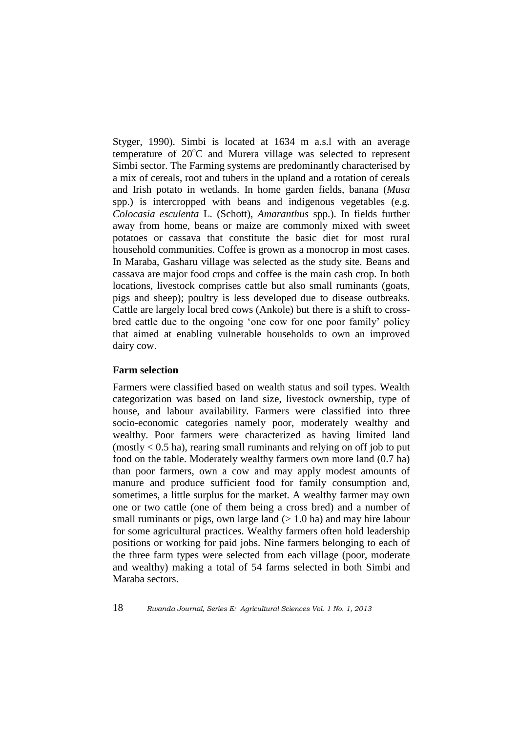Styger, 1990). Simbi is located at 1634 m a.s.l with an average temperature of 20$^{o}$C and Murera village was selected to represent Simbi sector. The Farming systems are predominantly characterised by a mix of cereals, root and tubers in the upland and a rotation of cereals and Irish potato in wetlands. In home garden fields, banana (*Musa* spp.) is intercropped with beans and indigenous vegetables (e.g. *Colocasia esculenta* L. (Schott), *Amaranthus* spp.). In fields further away from home, beans or maize are commonly mixed with sweet potatoes or cassava that constitute the basic diet for most rural household communities. Coffee is grown as a monocrop in most cases. In Maraba, Gasharu village was selected as the study site. Beans and cassava are major food crops and coffee is the main cash crop. In both locations, livestock comprises cattle but also small ruminants (goats, pigs and sheep); poultry is less developed due to disease outbreaks. Cattle are largely local bred cows (Ankole) but there is a shift to cross-bred cattle due to the ongoing 'one cow for one poor family' policy that aimed at enabling vulnerable households to own an improved dairy cow.

**Farm selection**

Farmers were classified based on wealth status and soil types. Wealth categorization was based on land size, livestock ownership, type of house, and labour availability. Farmers were classified into three socio-economic categories namely poor, moderately wealthy and wealthy. Poor farmers were characterized as having limited land (mostly < 0.5 ha), rearing small ruminants and relying on off job to put food on the table. Moderately wealthy farmers own more land (0.7 ha) than poor farmers, own a cow and may apply modest amounts of manure and produce sufficient food for family consumption and, sometimes, a little surplus for the market. A wealthy farmer may own one or two cattle (one of them being a cross bred) and a number of small ruminants or pigs, own large land (> 1.0 ha) and may hire labour for some agricultural practices. Wealthy farmers often hold leadership positions or working for paid jobs. Nine farmers belonging to each of the three farm types were selected from each village (poor, moderate and wealthy) making a total of 54 farms selected in both Simbi and Maraba sectors.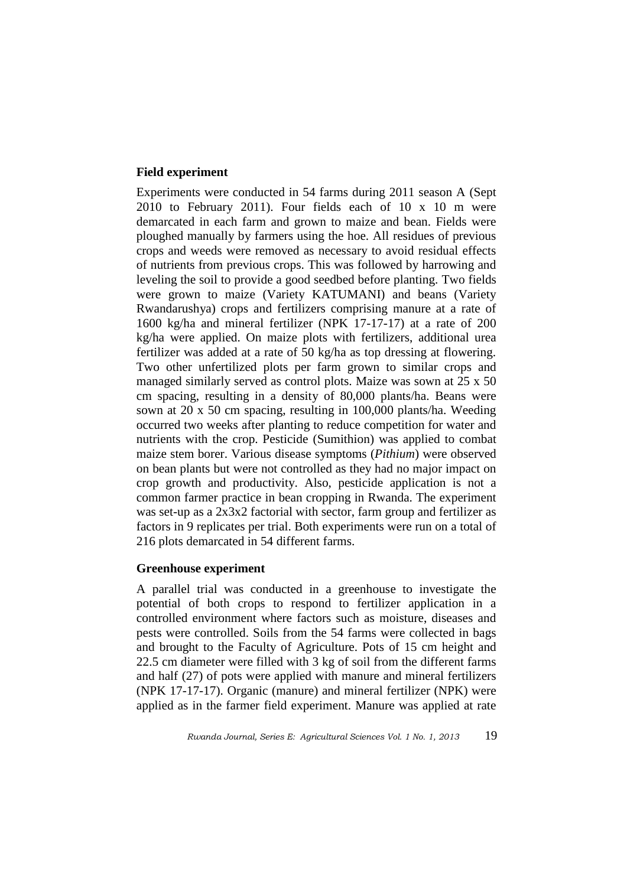### Field experiment

Experiments were conducted in 54 farms during 2011 season A (Sept 2010 to February 2011). Four fields each of 10 x 10 m were demarcated in each farm and grown to maize and bean. Fields were ploughed manually by farmers using the hoe. All residues of previous crops and weeds were removed as necessary to avoid residual effects of nutrients from previous crops. This was followed by harrowing and leveling the soil to provide a good seedbed before planting. Two fields were grown to maize (Variety KATUMANI) and beans (Variety Rwandarushya) crops and fertilizers comprising manure at a rate of 1600 kg/ha and mineral fertilizer (NPK 17-17-17) at a rate of 200 kg/ha were applied. On maize plots with fertilizers, additional urea fertilizer was added at a rate of 50 kg/ha as top dressing at flowering. Two other unfertilized plots per farm grown to similar crops and managed similarly served as control plots. Maize was sown at 25 x 50 cm spacing, resulting in a density of 80,000 plants/ha. Beans were sown at 20 x 50 cm spacing, resulting in 100,000 plants/ha. Weeding occurred two weeks after planting to reduce competition for water and nutrients with the crop. Pesticide (Sumithion) was applied to combat maize stem borer. Various disease symptoms (*Pithium*) were observed on bean plants but were not controlled as they had no major impact on crop growth and productivity. Also, pesticide application is not a common farmer practice in bean cropping in Rwanda. The experiment was set-up as a 2x3x2 factorial with sector, farm group and fertilizer as factors in 9 replicates per trial. Both experiments were run on a total of 216 plots demarcated in 54 different farms.

### Greenhouse experiment

A parallel trial was conducted in a greenhouse to investigate the potential of both crops to respond to fertilizer application in a controlled environment where factors such as moisture, diseases and pests were controlled. Soils from the 54 farms were collected in bags and brought to the Faculty of Agriculture. Pots of 15 cm height and 22.5 cm diameter were filled with 3 kg of soil from the different farms and half (27) of pots were applied with manure and mineral fertilizers (NPK 17-17-17). Organic (manure) and mineral fertilizer (NPK) were applied as in the farmer field experiment. Manure was applied at rate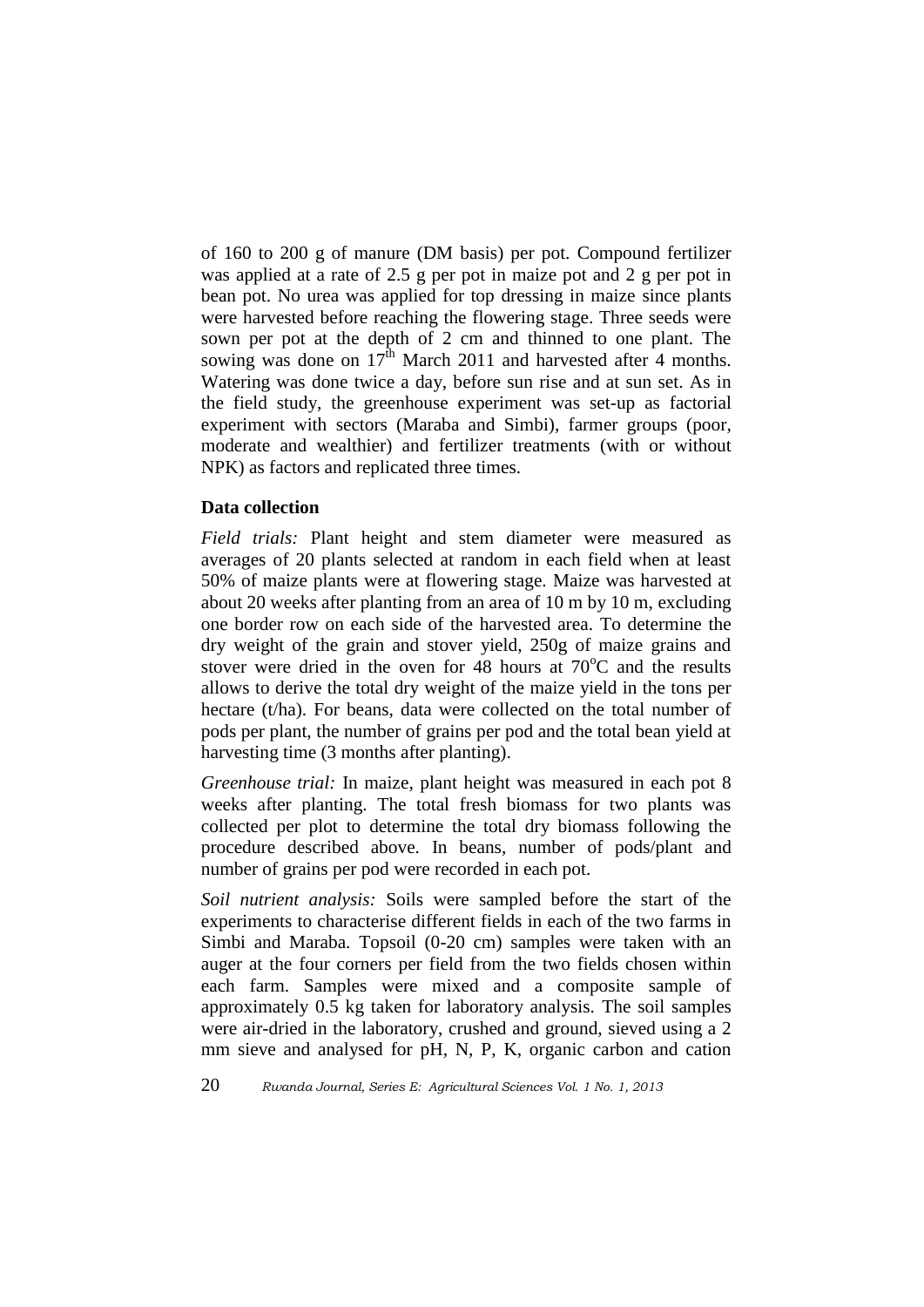of 160 to 200 g of manure (DM basis) per pot. Compound fertilizer was applied at a rate of 2.5 g per pot in maize pot and 2 g per pot in bean pot. No urea was applied for top dressing in maize since plants were harvested before reaching the flowering stage. Three seeds were sown per pot at the depth of 2 cm and thinned to one plant. The sowing was done on 17$^{th}$ March 2011 and harvested after 4 months. Watering was done twice a day, before sun rise and at sun set. As in the field study, the greenhouse experiment was set-up as factorial experiment with sectors (Maraba and Simbi), farmer groups (poor, moderate and wealthier) and fertilizer treatments (with or without NPK) as factors and replicated three times.

### Data collection

*Field trials:* Plant height and stem diameter were measured as averages of 20 plants selected at random in each field when at least 50% of maize plants were at flowering stage. Maize was harvested at about 20 weeks after planting from an area of 10 m by 10 m, excluding one border row on each side of the harvested area. To determine the dry weight of the grain and stover yield, 250g of maize grains and stover were dried in the oven for 48 hours at 70$^{o}$C and the results allows to derive the total dry weight of the maize yield in the tons per hectare (t/ha). For beans, data were collected on the total number of pods per plant, the number of grains per pod and the total bean yield at harvesting time (3 months after planting).

*Greenhouse trial:* In maize, plant height was measured in each pot 8 weeks after planting. The total fresh biomass for two plants was collected per plot to determine the total dry biomass following the procedure described above. In beans, number of pods/plant and number of grains per pod were recorded in each pot.

*Soil nutrient analysis:* Soils were sampled before the start of the experiments to characterise different fields in each of the two farms in Simbi and Maraba. Topsoil (0-20 cm) samples were taken with an auger at the four corners per field from the two fields chosen within each farm. Samples were mixed and a composite sample of approximately 0.5 kg taken for laboratory analysis. The soil samples were air-dried in the laboratory, crushed and ground, sieved using a 2 mm sieve and analysed for pH, N, P, K, organic carbon and cation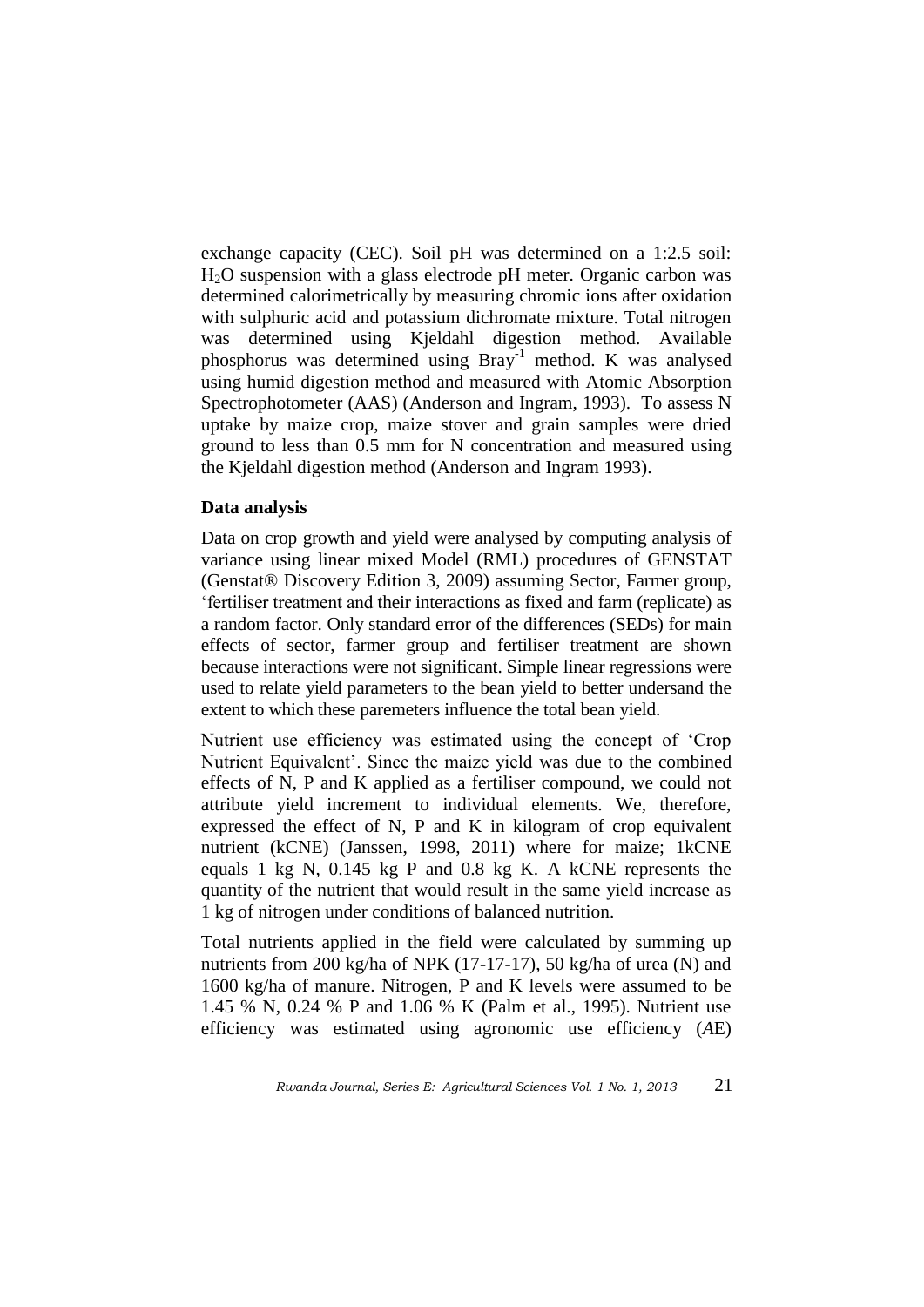exchange capacity (CEC). Soil pH was determined on a 1:2.5 soil: $H_2O$ suspension with a glass electrode pH meter. Organic carbon was determined calorimetrically by measuring chromic ions after oxidation with sulphuric acid and potassium dichromate mixture. Total nitrogen was determined using Kjeldahl digestion method. Available phosphorus was determined using $Bray^{-1}$ method. K was analysed using humid digestion method and measured with Atomic Absorption Spectrophotometer (AAS) (Anderson and Ingram, 1993). To assess N uptake by maize crop, maize stover and grain samples were dried ground to less than 0.5 mm for N concentration and measured using the Kjeldahl digestion method (Anderson and Ingram 1993).

### Data analysis

Data on crop growth and yield were analysed by computing analysis of variance using linear mixed Model (RML) procedures of GENSTAT (Genstat® Discovery Edition 3, 2009) assuming Sector, Farmer group, 'fertiliser treatment and their interactions as fixed and farm (replicate) as a random factor. Only standard error of the differences (SEDs) for main effects of sector, farmer group and fertiliser treatment are shown because interactions were not significant. Simple linear regressions were used to relate yield parameters to the bean yield to better undersand the extent to which these paremeters influence the total bean yield.

Nutrient use efficiency was estimated using the concept of 'Crop Nutrient Equivalent'. Since the maize yield was due to the combined effects of N, P and K applied as a fertiliser compound, we could not attribute yield increment to individual elements. We, therefore, expressed the effect of N, P and K in kilogram of crop equivalent nutrient (kCNE) (Janssen, 1998, 2011) where for maize; 1kCNE equals 1 kg N, 0.145 kg P and 0.8 kg K. A kCNE represents the quantity of the nutrient that would result in the same yield increase as 1 kg of nitrogen under conditions of balanced nutrition.

Total nutrients applied in the field were calculated by summing up nutrients from 200 kg/ha of NPK (17-17-17), 50 kg/ha of urea (N) and 1600 kg/ha of manure. Nitrogen, P and K levels were assumed to be 1.45 % N, 0.24 % P and 1.06 % K (Palm et al., 1995). Nutrient use efficiency was estimated using agronomic use efficiency (*AE*)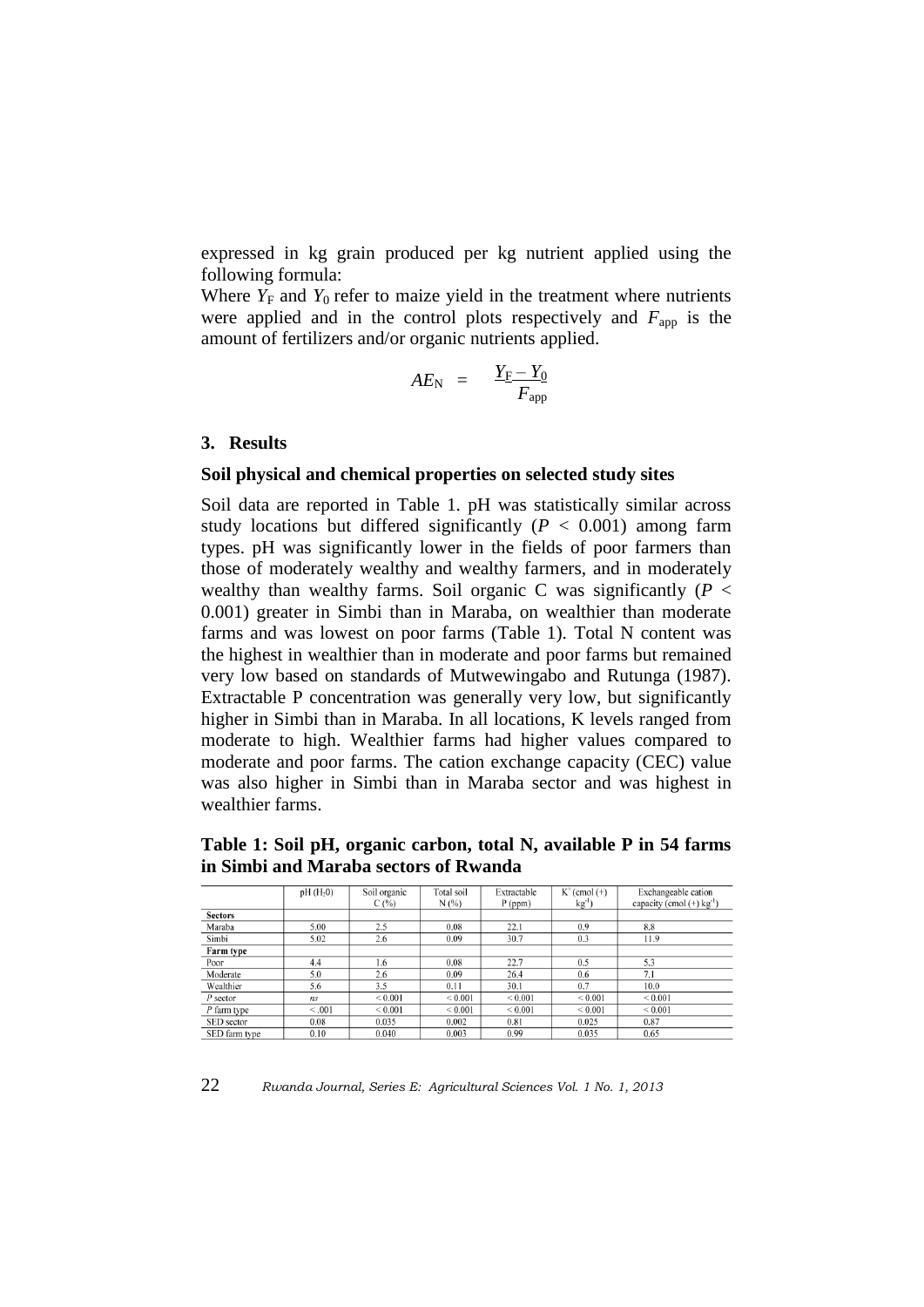expressed in kg grain produced per kg nutrient applied using the following formula:

Where $Y_F$ and $Y_0$ refer to maize yield in the treatment where nutrients were applied and in the control plots respectively and $F_{app}$ is the amount of fertilizers and/or organic nutrients applied.

$$AE_N = \frac{Y_F - Y_0}{F_{app}}$$

## 3. Results

### Soil physical and chemical properties on selected study sites

Soil data are reported in Table 1. pH was statistically similar across study locations but differed significantly ($P < 0.001$) among farm types. pH was significantly lower in the fields of poor farmers than those of moderately wealthy and wealthy farmers, and in moderately wealthy than wealthy farms. Soil organic C was significantly ($P < 0.001$) greater in Simbi than in Maraba, on wealthier than moderate farms and was lowest on poor farms (Table 1). Total N content was the highest in wealthier than in moderate and poor farms but remained very low based on standards of Mutwewingabo and Rutunga (1987). Extractable P concentration was generally very low, but significantly higher in Simbi than in Maraba. In all locations, K levels ranged from moderate to high. Wealthier farms had higher values compared to moderate and poor farms. The cation exchange capacity (CEC) value was also higher in Simbi than in Maraba sector and was highest in wealthier farms.

**Table 1: Soil pH, organic carbon, total N, available P in 54 farms in Simbi and Maraba sectors of Rwanda**

| | pH ($H_2O$) | Soil organic C (%) | Total soil N (%) | Extractable P (ppm) | $K^+$ (cmol (+) $kg^{-1}$) | Exchangeable cation capacity (cmol (+) $kg^{-1}$) |
|---|---|---|---|---|---|---|
| **Sectors** | | | | | | |
| Maraba | 5.00 | 2.5 | 0.08 | 22.1 | 0.9 | 8.8 |
| Simbi | 5.02 | 2.6 | 0.09 | 30.7 | 0.3 | 11.9 |
| **Farm type** | | | | | | |
| Poor | 4.4 | 1.6 | 0.08 | 22.7 | 0.5 | 5.3 |
| Moderate | 5.0 | 2.6 | 0.09 | 26.4 | 0.6 | 7.1 |
| Wealthier | 5.6 | 3.5 | 0.11 | 30.1 | 0.7 | 10.0 |
| *P* sector | *ns* | < 0.001 | < 0.001 | < 0.001 | < 0.001 | < 0.001 |
| *P* farm type | < .001 | < 0.001 | < 0.001 | < 0.001 | < 0.001 | < 0.001 |
| SED sector | 0.08 | 0.035 | 0.002 | 0.81 | 0.025 | 0.87 |
| SED farm type | 0.10 | 0.040 | 0.003 | 0.99 | 0.035 | 0.65 |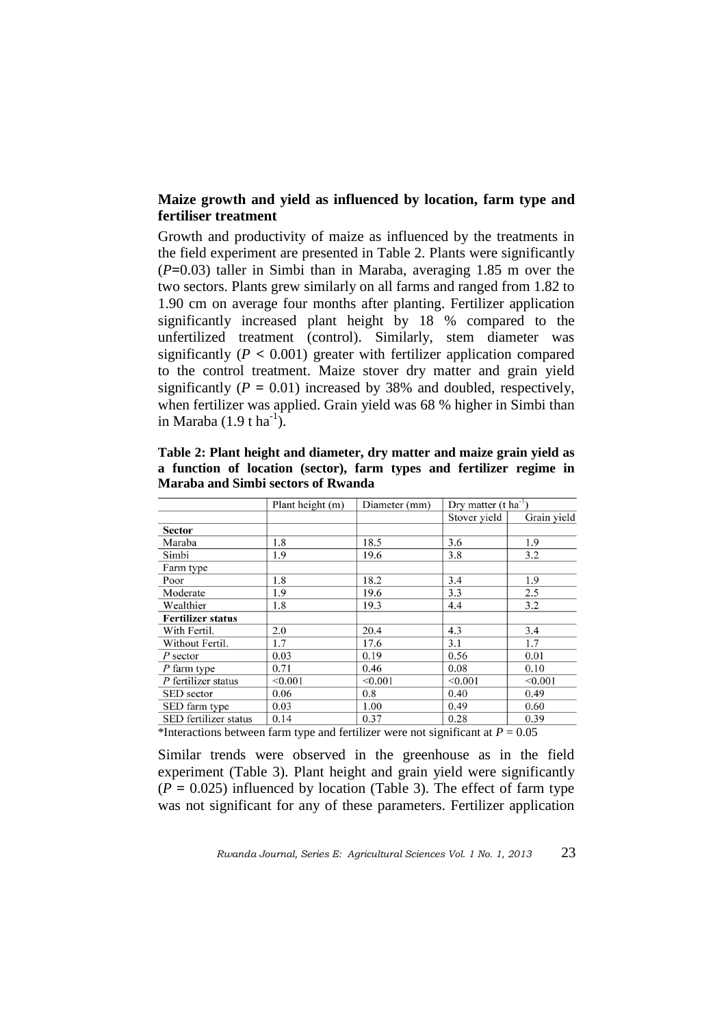### Maize growth and yield as influenced by location, farm type and fertiliser treatment

Growth and productivity of maize as influenced by the treatments in the field experiment are presented in Table 2. Plants were significantly (*P*=0.03) taller in Simbi than in Maraba, averaging 1.85 m over the two sectors. Plants grew similarly on all farms and ranged from 1.82 to 1.90 cm on average four months after planting. Fertilizer application significantly increased plant height by 18 % compared to the unfertilized treatment (control). Similarly, stem diameter was significantly ($P < 0.001$) greater with fertilizer application compared to the control treatment. Maize stover dry matter and grain yield significantly ($P = 0.01$) increased by 38% and doubled, respectively, when fertilizer was applied. Grain yield was 68 % higher in Simbi than in Maraba (1.9 t ha$^{-1}$).

**Table 2: Plant height and diameter, dry matter and maize grain yield as a function of location (sector), farm types and fertilizer regime in Maraba and Simbi sectors of Rwanda**

| | Plant height (m) | Diameter (mm) | Dry matter (t ha$^{-1}$) | |
|---|---|---|---|---|
| | | | Stover yield | Grain yield |
| **Sector** | | | | |
| Maraba | 1.8 | 18.5 | 3.6 | 1.9 |
| Simbi | 1.9 | 19.6 | 3.8 | 3.2 |
| Farm type | | | | |
| Poor | 1.8 | 18.2 | 3.4 | 1.9 |
| Moderate | 1.9 | 19.6 | 3.3 | 2.5 |
| Wealthier | 1.8 | 19.3 | 4.4 | 3.2 |
| **Fertilizer status** | | | | |
| With Fertil. | 2.0 | 20.4 | 4.3 | 3.4 |
| Without Fertil. | 1.7 | 17.6 | 3.1 | 1.7 |
| *P* sector | 0.03 | 0.19 | 0.56 | 0.01 |
| *P* farm type | 0.71 | 0.46 | 0.08 | 0.10 |
| *P* fertilizer status | <0.001 | <0.001 | <0.001 | <0.001 |
| SED sector | 0.06 | 0.8 | 0.40 | 0.49 |
| SED farm type | 0.03 | 1.00 | 0.49 | 0.60 |
| SED fertilizer status | 0.14 | 0.37 | 0.28 | 0.39 |

*Interactions between farm type and fertilizer were not significant at $P = 0.05$

Similar trends were observed in the greenhouse as in the field experiment (Table 3). Plant height and grain yield were significantly ($P = 0.025$) influenced by location (Table 3). The effect of farm type was not significant for any of these parameters. Fertilizer application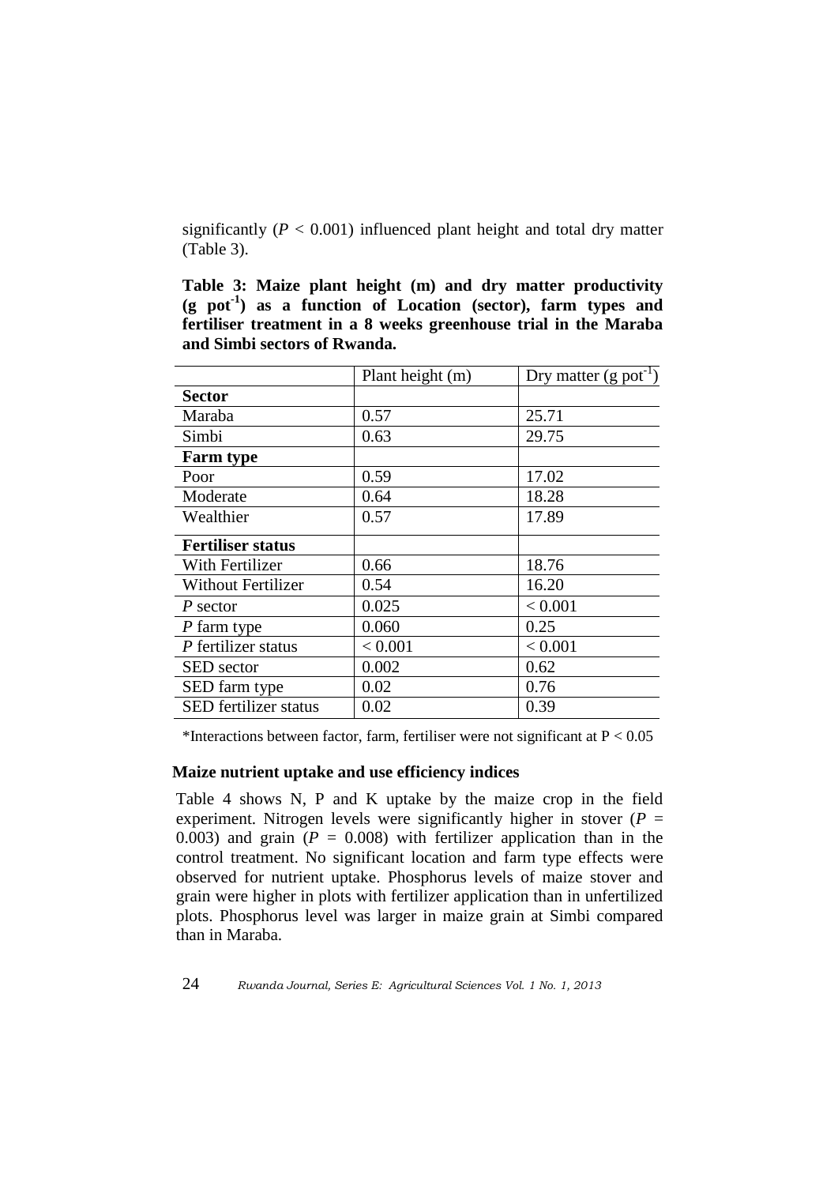significantly ($P < 0.001$) influenced plant height and total dry matter (Table 3).

**Table 3: Maize plant height (m) and dry matter productivity (g pot$^{-1}$) as a function of Location (sector), farm types and fertiliser treatment in a 8 weeks greenhouse trial in the Maraba and Simbi sectors of Rwanda.**

| | Plant height (m) | Dry matter (g pot$^{-1}$) |
|---|---|---|
| **Sector** | | |
| Maraba | 0.57 | 25.71 |
| Simbi | 0.63 | 29.75 |
| **Farm type** | | |
| Poor | 0.59 | 17.02 |
| Moderate | 0.64 | 18.28 |
| Wealthier | 0.57 | 17.89 |
| **Fertiliser status** | | |
| With Fertilizer | 0.66 | 18.76 |
| Without Fertilizer | 0.54 | 16.20 |
| *P* sector | 0.025 | < 0.001 |
| *P* farm type | 0.060 | 0.25 |
| *P* fertilizer status | < 0.001 | < 0.001 |
| SED sector | 0.002 | 0.62 |
| SED farm type | 0.02 | 0.76 |
| SED fertilizer status | 0.02 | 0.39 |

*Interactions between factor, farm, fertiliser were not significant at $P < 0.05$

### Maize nutrient uptake and use efficiency indices

Table 4 shows N, P and K uptake by the maize crop in the field experiment. Nitrogen levels were significantly higher in stover ($P = 0.003$) and grain ($P = 0.008$) with fertilizer application than in the control treatment. No significant location and farm type effects were observed for nutrient uptake. Phosphorus levels of maize stover and grain were higher in plots with fertilizer application than in unfertilized plots. Phosphorus level was larger in maize grain at Simbi compared than in Maraba.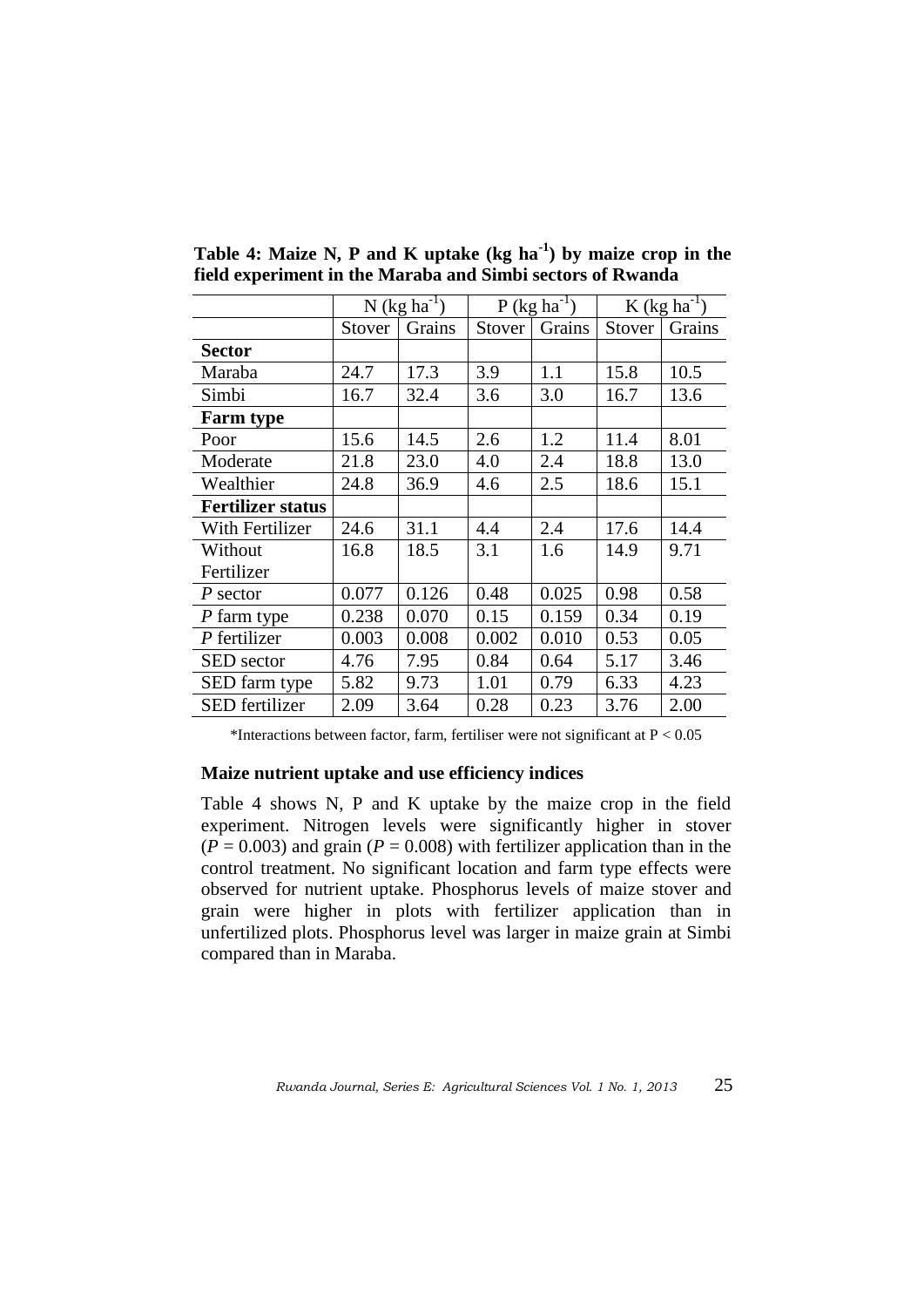**Table 4: Maize N, P and K uptake (kg ha$^{-1}$) by maize crop in the field experiment in the Maraba and Simbi sectors of Rwanda**

| | N (kg ha$^{-1}$) | | P (kg ha$^{-1}$) | | K (kg ha$^{-1}$) | |
|---|---|---|---|---|---|---|
| | Stover | Grains | Stover | Grains | Stover | Grains |
| **Sector** | | | | | | |
| Maraba | 24.7 | 17.3 | 3.9 | 1.1 | 15.8 | 10.5 |
| Simbi | 16.7 | 32.4 | 3.6 | 3.0 | 16.7 | 13.6 |
| **Farm type** | | | | | | |
| Poor | 15.6 | 14.5 | 2.6 | 1.2 | 11.4 | 8.01 |
| Moderate | 21.8 | 23.0 | 4.0 | 2.4 | 18.8 | 13.0 |
| Wealthier | 24.8 | 36.9 | 4.6 | 2.5 | 18.6 | 15.1 |
| **Fertilizer status** | | | | | | |
| With Fertilizer | 24.6 | 31.1 | 4.4 | 2.4 | 17.6 | 14.4 |
| Without Fertilizer | 16.8 | 18.5 | 3.1 | 1.6 | 14.9 | 9.71 |
| *P* sector | 0.077 | 0.126 | 0.48 | 0.025 | 0.98 | 0.58 |
| *P* farm type | 0.238 | 0.070 | 0.15 | 0.159 | 0.34 | 0.19 |
| *P* fertilizer | 0.003 | 0.008 | 0.002 | 0.010 | 0.53 | 0.05 |
| SED sector | 4.76 | 7.95 | 0.84 | 0.64 | 5.17 | 3.46 |
| SED farm type | 5.82 | 9.73 | 1.01 | 0.79 | 6.33 | 4.23 |
| SED fertilizer | 2.09 | 3.64 | 0.28 | 0.23 | 3.76 | 2.00 |

*Interactions between factor, farm, fertiliser were not significant at $P < 0.05$

**Maize nutrient uptake and use efficiency indices**

Table 4 shows N, P and K uptake by the maize crop in the field experiment. Nitrogen levels were significantly higher in stover ($P = 0.003$) and grain ($P = 0.008$) with fertilizer application than in the control treatment. No significant location and farm type effects were observed for nutrient uptake. Phosphorus levels of maize stover and grain were higher in plots with fertilizer application than in unfertilized plots. Phosphorus level was larger in maize grain at Simbi compared than in Maraba.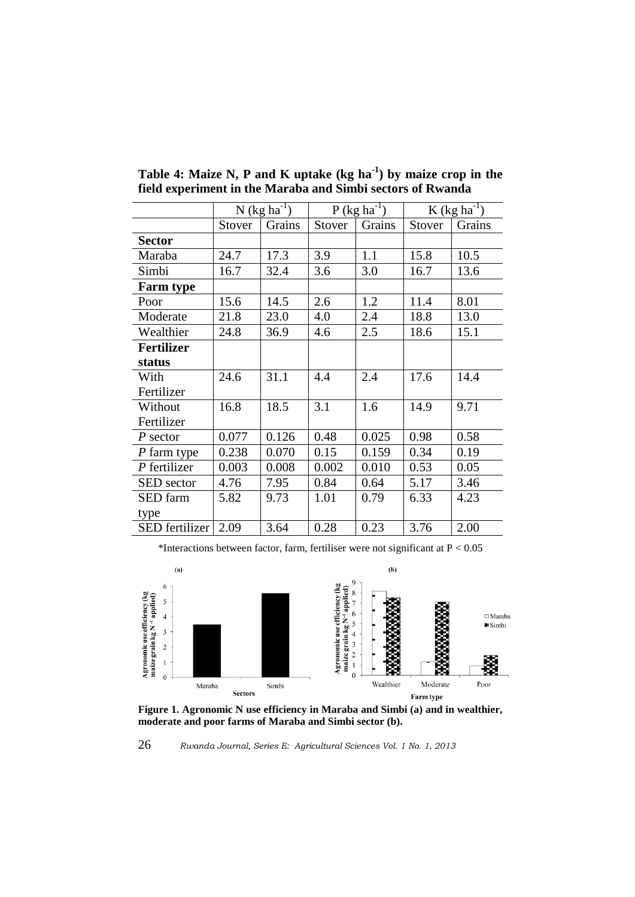**Table 4: Maize N, P and K uptake (kg ha$^{-1}$) by maize crop in the field experiment in the Maraba and Simbi sectors of Rwanda**

| | N (kg ha$^{-1}$) | | P (kg ha$^{-1}$) | | K (kg ha$^{-1}$) | |
|---|---|---|---|---|---|---|
| | Stover | Grains | Stover | Grains | Stover | Grains |
| **Sector** | | | | | | |
| Maraba | 24.7 | 17.3 | 3.9 | 1.1 | 15.8 | 10.5 |
| Simbi | 16.7 | 32.4 | 3.6 | 3.0 | 16.7 | 13.6 |
| **Farm type** | | | | | | |
| Poor | 15.6 | 14.5 | 2.6 | 1.2 | 11.4 | 8.01 |
| Moderate | 21.8 | 23.0 | 4.0 | 2.4 | 18.8 | 13.0 |
| Wealthier | 24.8 | 36.9 | 4.6 | 2.5 | 18.6 | 15.1 |
| **Fertilizer status** | | | | | | |
| With Fertilizer | 24.6 | 31.1 | 4.4 | 2.4 | 17.6 | 14.4 |
| Without Fertilizer | 16.8 | 18.5 | 3.1 | 1.6 | 14.9 | 9.71 |
| *P* sector | 0.077 | 0.126 | 0.48 | 0.025 | 0.98 | 0.58 |
| *P* farm type | 0.238 | 0.070 | 0.15 | 0.159 | 0.34 | 0.19 |
| *P* fertilizer | 0.003 | 0.008 | 0.002 | 0.010 | 0.53 | 0.05 |
| SED sector | 4.76 | 7.95 | 0.84 | 0.64 | 5.17 | 3.46 |
| SED farm type | 5.82 | 9.73 | 1.01 | 0.79 | 6.33 | 4.23 |
| SED fertilizer | 2.09 | 3.64 | 0.28 | 0.23 | 3.76 | 2.00 |

*Interactions between factor, farm, fertiliser were not significant at $P < 0.05$

**Figure 1. Agronomic N use efficiency in Maraba and Simbi (a) and in wealthier, moderate and poor farms of Maraba and Simbi sector (b).**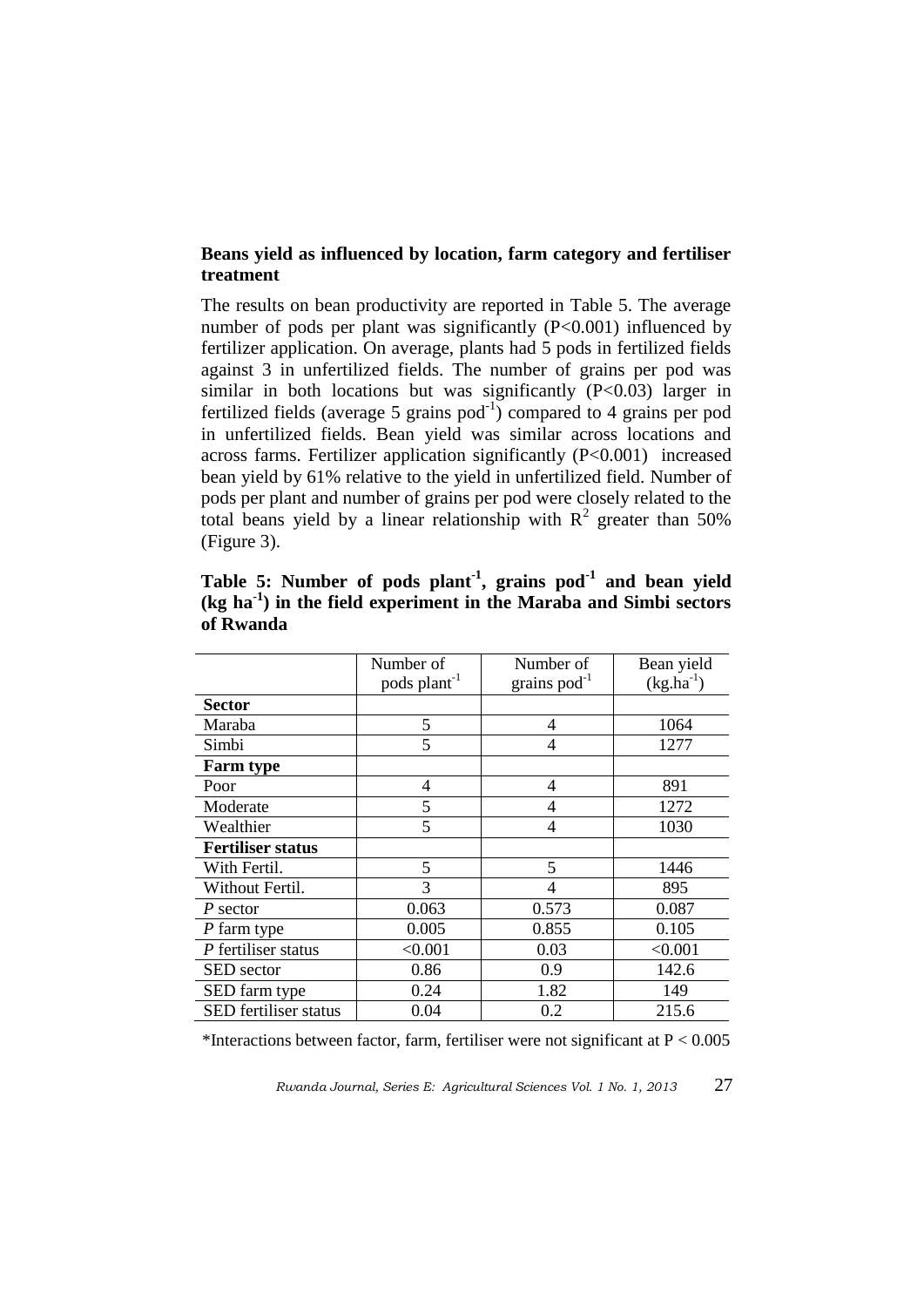### Beans yield as influenced by location, farm category and fertiliser treatment

The results on bean productivity are reported in Table 5. The average number of pods per plant was significantly ($P<0.001$) influenced by fertilizer application. On average, plants had 5 pods in fertilized fields against 3 in unfertilized fields. The number of grains per pod was similar in both locations but was significantly ($P<0.03$) larger in fertilized fields (average 5 grains $pod^{-1}$) compared to 4 grains per pod in unfertilized fields. Bean yield was similar across locations and across farms. Fertilizer application significantly ($P<0.001$) increased bean yield by 61% relative to the yield in unfertilized field. Number of pods per plant and number of grains per pod were closely related to the total beans yield by a linear relationship with $R^2$ greater than 50% (Figure 3).

**Table 5: Number of pods $plant^{-1}$, grains $pod^{-1}$ and bean yield ($kg\ ha^{-1}$) in the field experiment in the Maraba and Simbi sectors of Rwanda**

| | Number of pods $plant^{-1}$ | Number of grains $pod^{-1}$ | Bean yield ($kg.ha^{-1}$) |
|---|---|---|---|
| **Sector** | | | |
| Maraba | 5 | 4 | 1064 |
| Simbi | 5 | 4 | 1277 |
| **Farm type** | | | |
| Poor | 4 | 4 | 891 |
| Moderate | 5 | 4 | 1272 |
| Wealthier | 5 | 4 | 1030 |
| **Fertiliser status** | | | |
| With Fertil. | 5 | 5 | 1446 |
| Without Fertil. | 3 | 4 | 895 |
| *P* sector | 0.063 | 0.573 | 0.087 |
| *P* farm type | 0.005 | 0.855 | 0.105 |
| *P* fertiliser status | <0.001 | 0.03 | <0.001 |
| SED sector | 0.86 | 0.9 | 142.6 |
| SED farm type | 0.24 | 1.82 | 149 |
| SED fertiliser status | 0.04 | 0.2 | 215.6 |

*Interactions between factor, farm, fertiliser were not significant at $P < 0.005$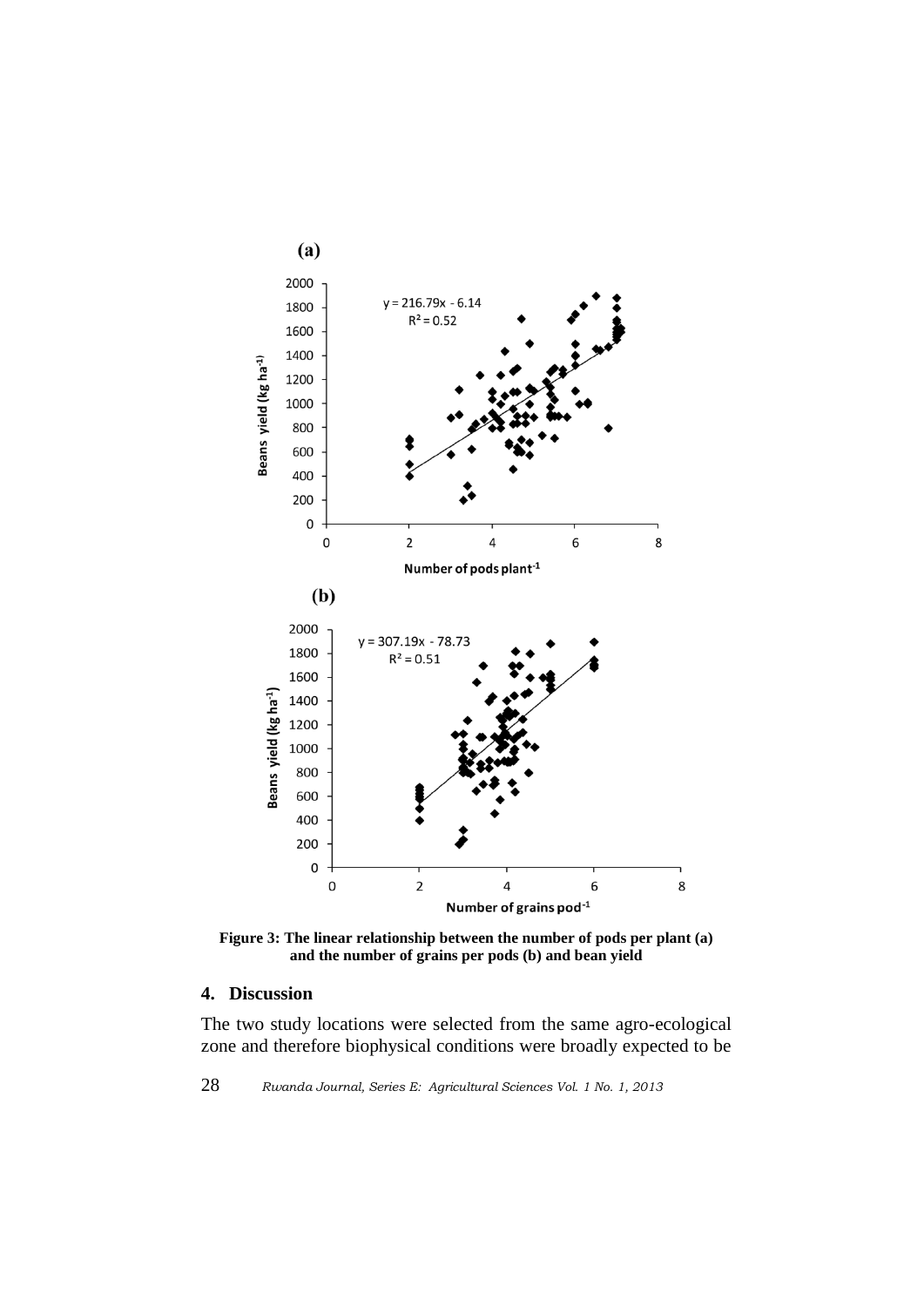**(a)**

**(b)**

**Figure 3: The linear relationship between the number of pods per plant (a) and the number of grains per pods (b) and bean yield**

## 4. Discussion

The two study locations were selected from the same agro-ecological zone and therefore biophysical conditions were broadly expected to be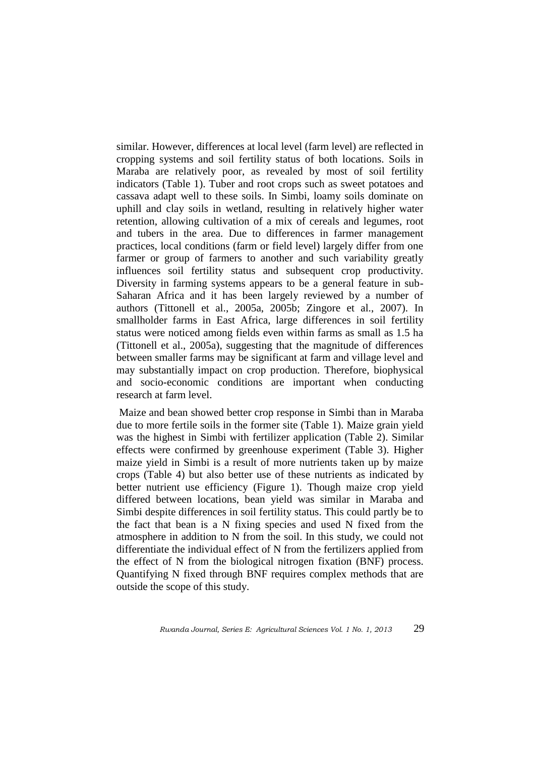similar. However, differences at local level (farm level) are reflected in cropping systems and soil fertility status of both locations. Soils in Maraba are relatively poor, as revealed by most of soil fertility indicators (Table 1). Tuber and root crops such as sweet potatoes and cassava adapt well to these soils. In Simbi, loamy soils dominate on uphill and clay soils in wetland, resulting in relatively higher water retention, allowing cultivation of a mix of cereals and legumes, root and tubers in the area. Due to differences in farmer management practices, local conditions (farm or field level) largely differ from one farmer or group of farmers to another and such variability greatly influences soil fertility status and subsequent crop productivity. Diversity in farming systems appears to be a general feature in sub-Saharan Africa and it has been largely reviewed by a number of authors (Tittonell et al., 2005a, 2005b; Zingore et al., 2007). In smallholder farms in East Africa, large differences in soil fertility status were noticed among fields even within farms as small as 1.5 ha (Tittonell et al., 2005a), suggesting that the magnitude of differences between smaller farms may be significant at farm and village level and may substantially impact on crop production. Therefore, biophysical and socio-economic conditions are important when conducting research at farm level.

Maize and bean showed better crop response in Simbi than in Maraba due to more fertile soils in the former site (Table 1). Maize grain yield was the highest in Simbi with fertilizer application (Table 2). Similar effects were confirmed by greenhouse experiment (Table 3). Higher maize yield in Simbi is a result of more nutrients taken up by maize crops (Table 4) but also better use of these nutrients as indicated by better nutrient use efficiency (Figure 1). Though maize crop yield differed between locations, bean yield was similar in Maraba and Simbi despite differences in soil fertility status. This could partly be to the fact that bean is a N fixing species and used N fixed from the atmosphere in addition to N from the soil. In this study, we could not differentiate the individual effect of N from the fertilizers applied from the effect of N from the biological nitrogen fixation (BNF) process. Quantifying N fixed through BNF requires complex methods that are outside the scope of this study.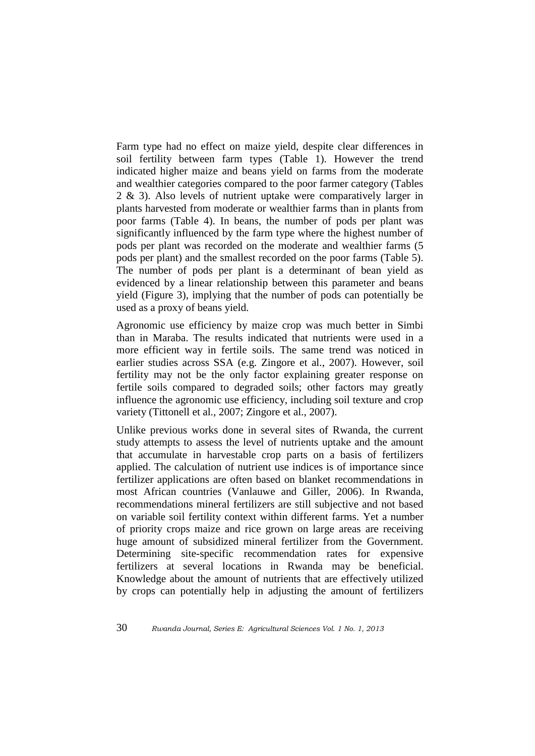Farm type had no effect on maize yield, despite clear differences in soil fertility between farm types (Table 1). However the trend indicated higher maize and beans yield on farms from the moderate and wealthier categories compared to the poor farmer category (Tables 2 & 3). Also levels of nutrient uptake were comparatively larger in plants harvested from moderate or wealthier farms than in plants from poor farms (Table 4). In beans, the number of pods per plant was significantly influenced by the farm type where the highest number of pods per plant was recorded on the moderate and wealthier farms (5 pods per plant) and the smallest recorded on the poor farms (Table 5). The number of pods per plant is a determinant of bean yield as evidenced by a linear relationship between this parameter and beans yield (Figure 3), implying that the number of pods can potentially be used as a proxy of beans yield.

Agronomic use efficiency by maize crop was much better in Simbi than in Maraba. The results indicated that nutrients were used in a more efficient way in fertile soils. The same trend was noticed in earlier studies across SSA (e.g. Zingore et al., 2007). However, soil fertility may not be the only factor explaining greater response on fertile soils compared to degraded soils; other factors may greatly influence the agronomic use efficiency, including soil texture and crop variety (Tittonell et al., 2007; Zingore et al., 2007).

Unlike previous works done in several sites of Rwanda, the current study attempts to assess the level of nutrients uptake and the amount that accumulate in harvestable crop parts on a basis of fertilizers applied. The calculation of nutrient use indices is of importance since fertilizer applications are often based on blanket recommendations in most African countries (Vanlauwe and Giller, 2006). In Rwanda, recommendations mineral fertilizers are still subjective and not based on variable soil fertility context within different farms. Yet a number of priority crops maize and rice grown on large areas are receiving huge amount of subsidized mineral fertilizer from the Government. Determining site-specific recommendation rates for expensive fertilizers at several locations in Rwanda may be beneficial. Knowledge about the amount of nutrients that are effectively utilized by crops can potentially help in adjusting the amount of fertilizers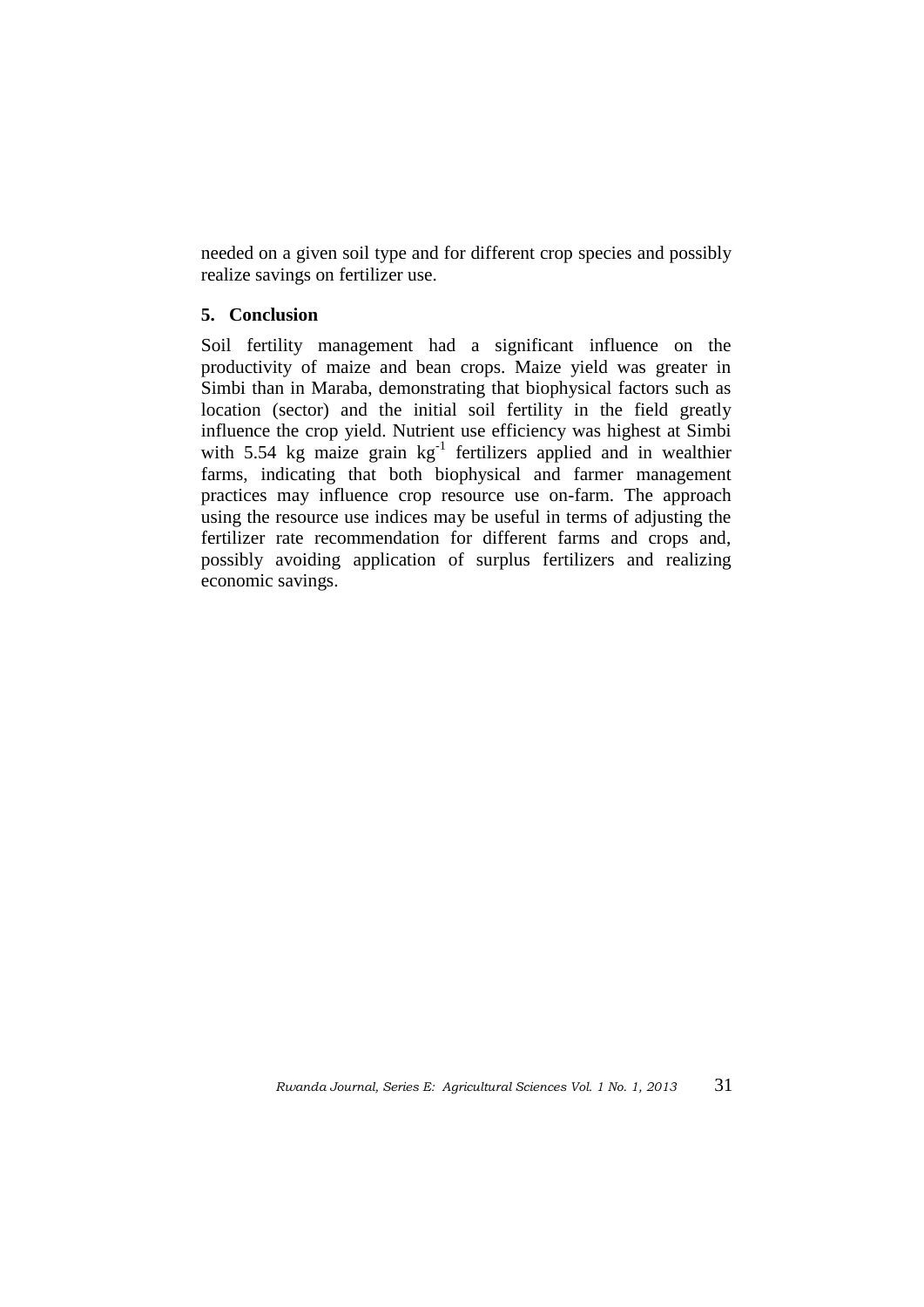needed on a given soil type and for different crop species and possibly realize savings on fertilizer use.

## 5. Conclusion

Soil fertility management had a significant influence on the productivity of maize and bean crops. Maize yield was greater in Simbi than in Maraba, demonstrating that biophysical factors such as location (sector) and the initial soil fertility in the field greatly influence the crop yield. Nutrient use efficiency was highest at Simbi with 5.54 kg maize grain $kg^{-1}$ fertilizers applied and in wealthier farms, indicating that both biophysical and farmer management practices may influence crop resource use on-farm. The approach using the resource use indices may be useful in terms of adjusting the fertilizer rate recommendation for different farms and crops and, possibly avoiding application of surplus fertilizers and realizing economic savings.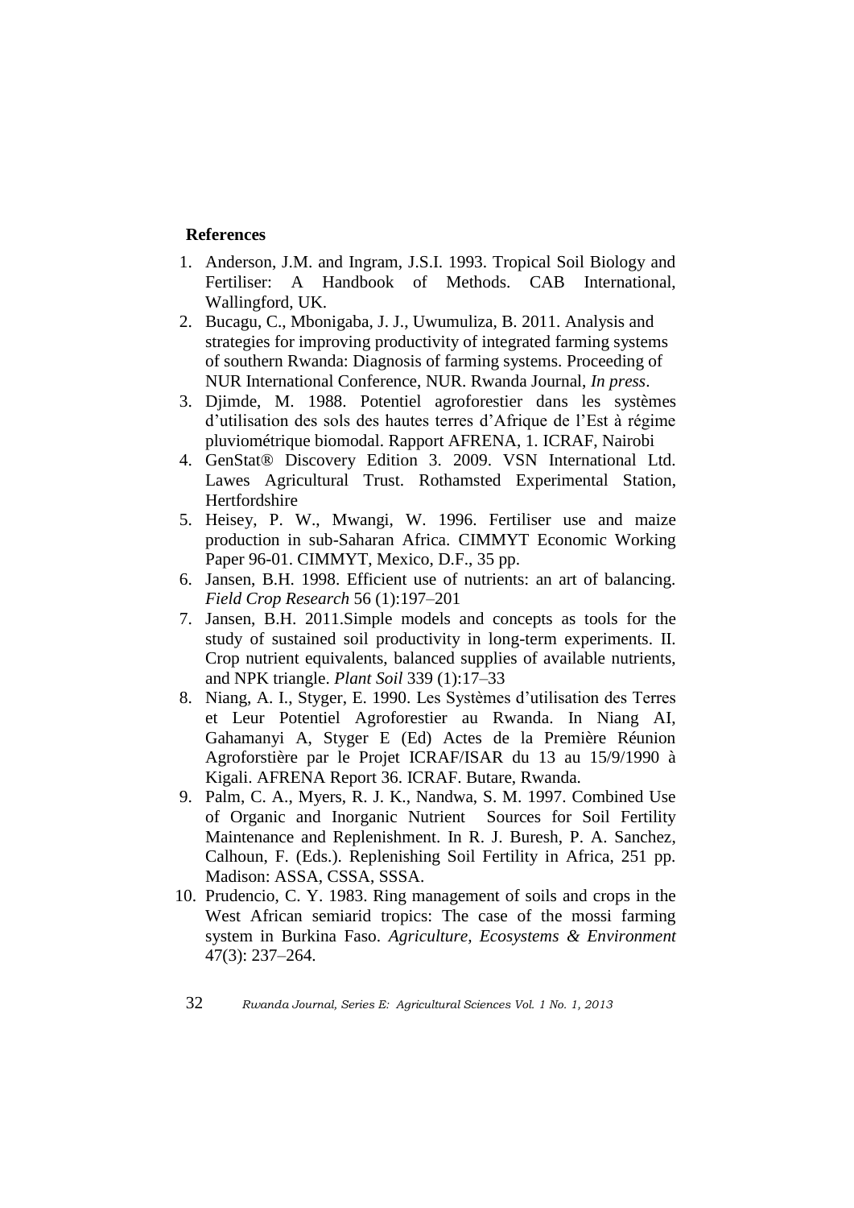## References

1. Anderson, J.M. and Ingram, J.S.I. 1993. Tropical Soil Biology and Fertiliser: A Handbook of Methods. CAB International, Wallingford, UK.
2. Bucagu, C., Mbonigaba, J. J., Uwumuliza, B. 2011. Analysis and strategies for improving productivity of integrated farming systems of southern Rwanda: Diagnosis of farming systems. Proceeding of NUR International Conference, NUR. Rwanda Journal, *In press*.
3. Djimde, M. 1988. Potentiel agroforestier dans les systèmes d'utilisation des sols des hautes terres d'Afrique de l'Est à régime pluviométrique biomodal. Rapport AFRENA, 1. ICRAF, Nairobi
4. GenStat® Discovery Edition 3. 2009. VSN International Ltd. Lawes Agricultural Trust. Rothamsted Experimental Station, Hertfordshire
5. Heisey, P. W., Mwangi, W. 1996. Fertiliser use and maize production in sub-Saharan Africa. CIMMYT Economic Working Paper 96-01. CIMMYT, Mexico, D.F., 35 pp.
6. Jansen, B.H. 1998. Efficient use of nutrients: an art of balancing. *Field Crop Research* 56 (1):197–201
7. Jansen, B.H. 2011.Simple models and concepts as tools for the study of sustained soil productivity in long-term experiments. II. Crop nutrient equivalents, balanced supplies of available nutrients, and NPK triangle. *Plant Soil* 339 (1):17–33
8. Niang, A. I., Styger, E. 1990. Les Systèmes d'utilisation des Terres et Leur Potentiel Agroforestier au Rwanda. In Niang AI, Gahamanyi A, Styger E (Ed) Actes de la Première Réunion Agroforstière par le Projet ICRAF/ISAR du 13 au 15/9/1990 à Kigali. AFRENA Report 36. ICRAF. Butare, Rwanda.
9. Palm, C. A., Myers, R. J. K., Nandwa, S. M. 1997. Combined Use of Organic and Inorganic Nutrient Sources for Soil Fertility Maintenance and Replenishment. In R. J. Buresh, P. A. Sanchez, Calhoun, F. (Eds.). Replenishing Soil Fertility in Africa, 251 pp. Madison: ASSA, CSSA, SSSA.
10. Prudencio, C. Y. 1983. Ring management of soils and crops in the West African semiarid tropics: The case of the mossi farming system in Burkina Faso. *Agriculture, Ecosystems & Environment* 47(3): 237–264.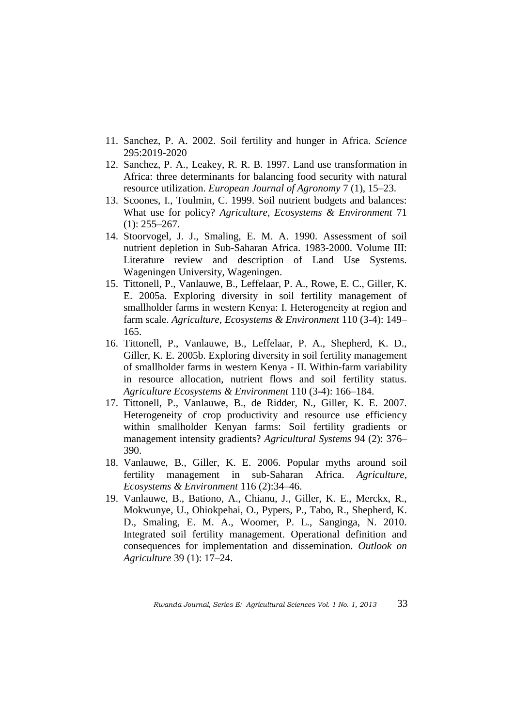11. Sanchez, P. A. 2002. Soil fertility and hunger in Africa. *Science* 295:2019-2020
12. Sanchez, P. A., Leakey, R. R. B. 1997. Land use transformation in Africa: three determinants for balancing food security with natural resource utilization. *European Journal of Agronomy* 7 (1), 15–23.
13. Scoones, I., Toulmin, C. 1999. Soil nutrient budgets and balances: What use for policy? *Agriculture, Ecosystems & Environment* 71 (1): 255–267.
14. Stoorvogel, J. J., Smaling, E. M. A. 1990. Assessment of soil nutrient depletion in Sub-Saharan Africa. 1983-2000. Volume III: Literature review and description of Land Use Systems. Wageningen University, Wageningen.
15. Tittonell, P., Vanlauwe, B., Leffelaar, P. A., Rowe, E. C., Giller, K. E. 2005a. Exploring diversity in soil fertility management of smallholder farms in western Kenya: I. Heterogeneity at region and farm scale. *Agriculture, Ecosystems & Environment* 110 (3-4): 149–165.
16. Tittonell, P., Vanlauwe, B., Leffelaar, P. A., Shepherd, K. D., Giller, K. E. 2005b. Exploring diversity in soil fertility management of smallholder farms in western Kenya - II. Within-farm variability in resource allocation, nutrient flows and soil fertility status. *Agriculture Ecosystems & Environment* 110 (3-4): 166–184.
17. Tittonell, P., Vanlauwe, B., de Ridder, N., Giller, K. E. 2007. Heterogeneity of crop productivity and resource use efficiency within smallholder Kenyan farms: Soil fertility gradients or management intensity gradients? *Agricultural Systems* 94 (2): 376–390.
18. Vanlauwe, B., Giller, K. E. 2006. Popular myths around soil fertility management in sub-Saharan Africa. *Agriculture, Ecosystems & Environment* 116 (2):34–46.
19. Vanlauwe, B., Bationo, A., Chianu, J., Giller, K. E., Merckx, R., Mokwunye, U., Ohiokpehai, O., Pypers, P., Tabo, R., Shepherd, K. D., Smaling, E. M. A., Woomer, P. L., Sanginga, N. 2010. Integrated soil fertility management. Operational definition and consequences for implementation and dissemination. *Outlook on Agriculture* 39 (1): 17–24.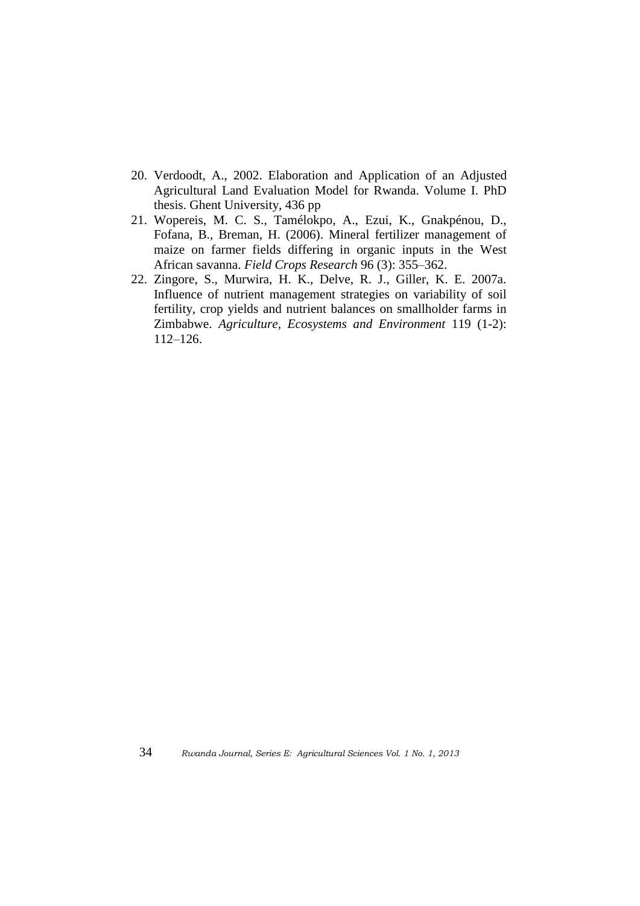20. Verdoodt, A., 2002. Elaboration and Application of an Adjusted Agricultural Land Evaluation Model for Rwanda. Volume I. PhD thesis. Ghent University, 436 pp
21. Wopereis, M. C. S., Tamélokpo, A., Ezui, K., Gnakpénou, D., Fofana, B., Breman, H. (2006). Mineral fertilizer management of maize on farmer fields differing in organic inputs in the West African savanna. *Field Crops Research* 96 (3): 355–362.
22. Zingore, S., Murwira, H. K., Delve, R. J., Giller, K. E. 2007a. Influence of nutrient management strategies on variability of soil fertility, crop yields and nutrient balances on smallholder farms in Zimbabwe. *Agriculture, Ecosystems and Environment* 119 (1-2): 112–126.